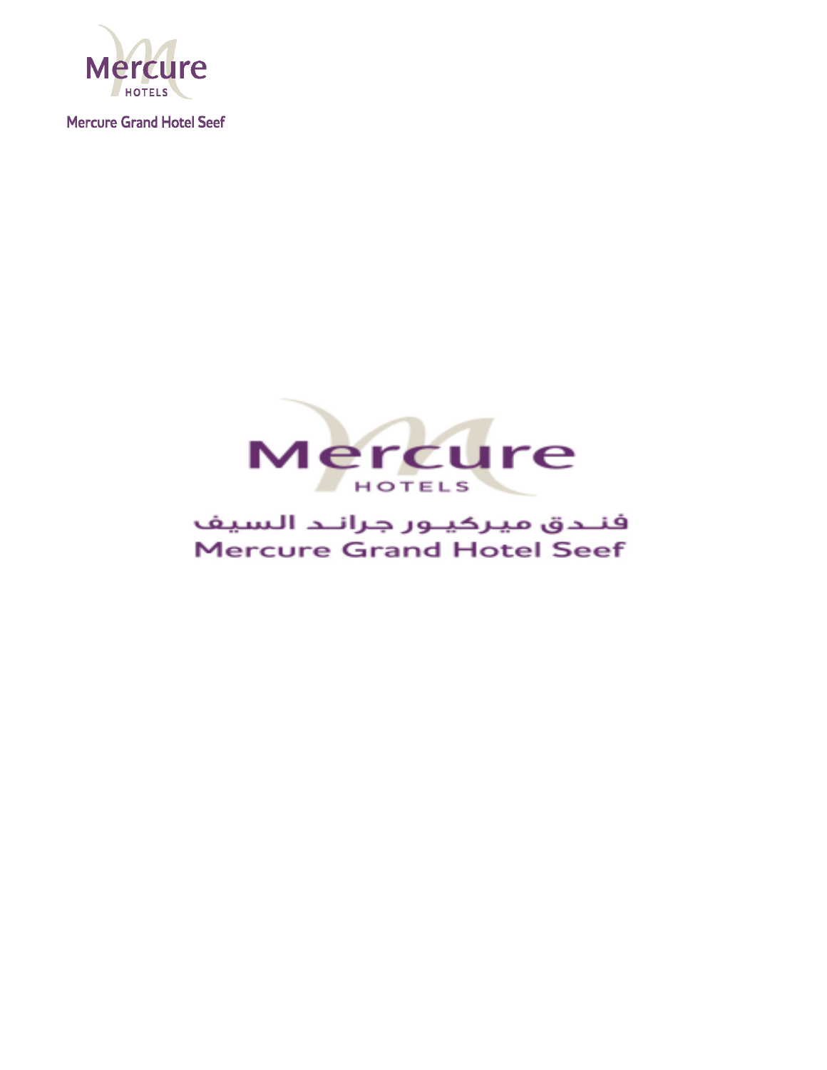Mercure
HOTELS

Mercure Grand Hotel Seef

Mercure
HOTELS

فنـدق ميركيـور جرانـد السيف
Mercure Grand Hotel Seef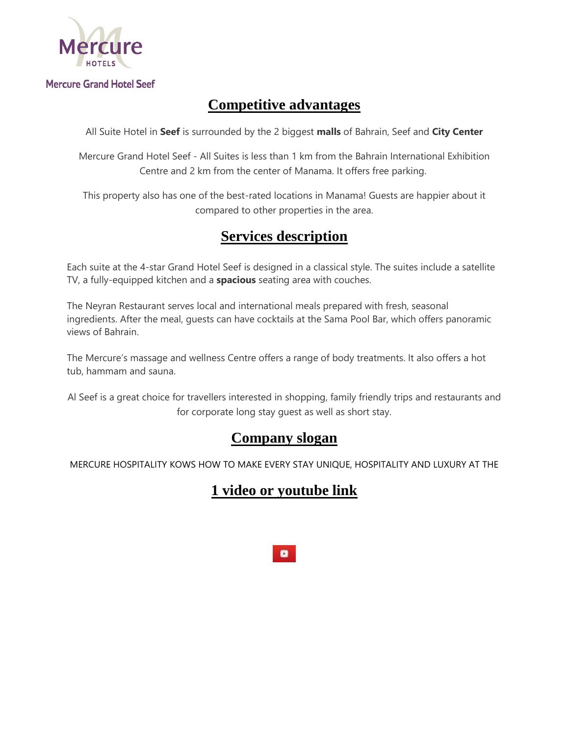Mercure HOTELS

Mercure Grand Hotel Seef

# Competitive advantages

All Suite Hotel in **Seef** is surrounded by the 2 biggest **malls** of Bahrain, Seef and **City Center**

Mercure Grand Hotel Seef - All Suites is less than 1 km from the Bahrain International Exhibition Centre and 2 km from the center of Manama. It offers free parking.

This property also has one of the best-rated locations in Manama! Guests are happier about it compared to other properties in the area.

# Services description

Each suite at the 4-star Grand Hotel Seef is designed in a classical style. The suites include a satellite TV, a fully-equipped kitchen and a **spacious** seating area with couches.

The Neyran Restaurant serves local and international meals prepared with fresh, seasonal ingredients. After the meal, guests can have cocktails at the Sama Pool Bar, which offers panoramic views of Bahrain.

The Mercure's massage and wellness Centre offers a range of body treatments. It also offers a hot tub, hammam and sauna.

Al Seef is a great choice for travellers interested in shopping, family friendly trips and restaurants and for corporate long stay guest as well as short stay.

# Company slogan

MERCURE HOSPITALITY KOWS HOW TO MAKE EVERY STAY UNIQUE, HOSPITALITY AND LUXURY AT THE

# 1 video or youtube link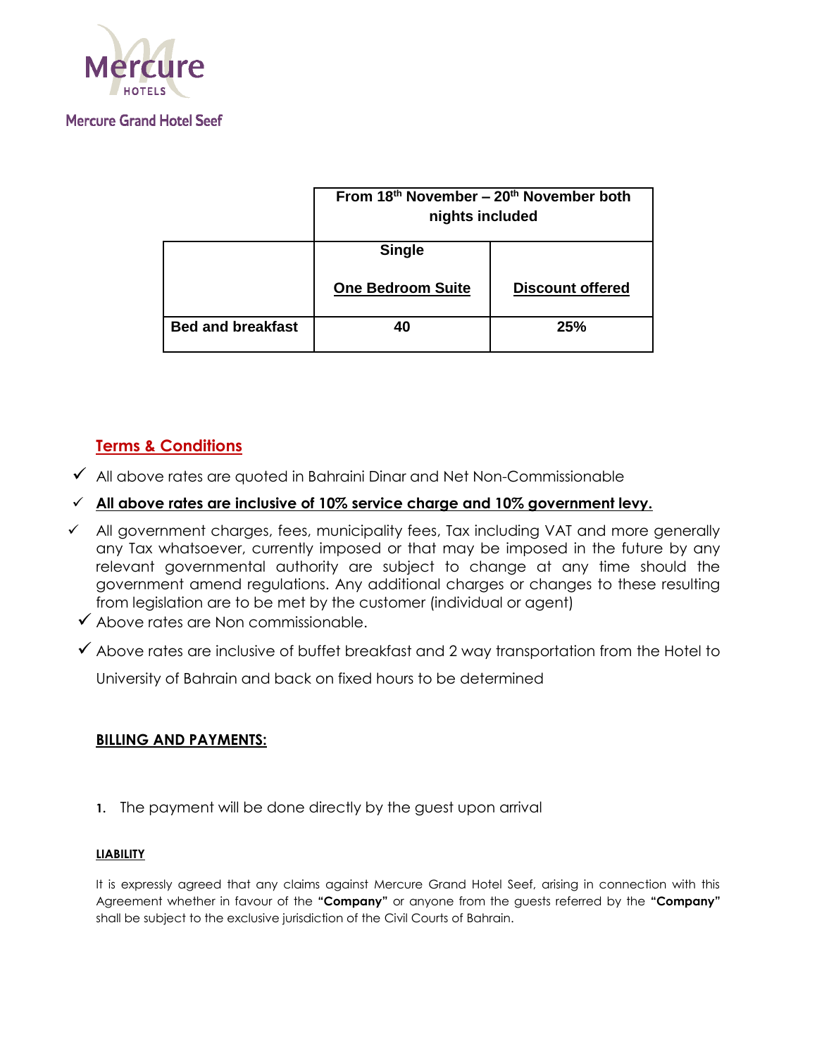Mercure HOTELS

Mercure Grand Hotel Seef

| | From 18th November – 20th November both nights included | |
|---|---|---|
| | Single<br><br>**One Bedroom Suite** | **Discount offered** |
| **Bed and breakfast** | **40** | **25%** |

## Terms & Conditions

- ✓ All above rates are quoted in Bahraini Dinar and Net Non-Commissionable
- ✓ **All above rates are inclusive of 10% service charge and 10% government levy.**
- ✓ All government charges, fees, municipality fees, Tax including VAT and more generally any Tax whatsoever, currently imposed or that may be imposed in the future by any relevant governmental authority are subject to change at any time should the government amend regulations. Any additional charges or changes to these resulting from legislation are to be met by the customer (individual or agent)
- ✓ Above rates are Non commissionable.
- ✓ Above rates are inclusive of buffet breakfast and 2 way transportation from the Hotel to University of Bahrain and back on fixed hours to be determined

### BILLING AND PAYMENTS:

1. The payment will be done directly by the guest upon arrival

#### LIABILITY

It is expressly agreed that any claims against Mercure Grand Hotel Seef, arising in connection with this Agreement whether in favour of the **"Company"** or anyone from the guests referred by the **"Company"** shall be subject to the exclusive jurisdiction of the Civil Courts of Bahrain.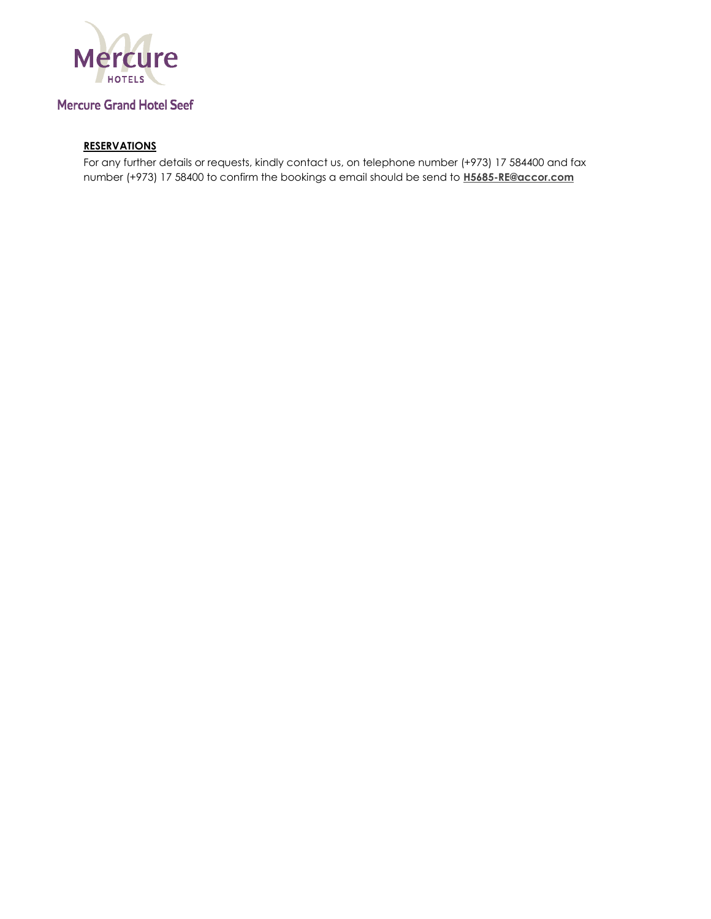Mercure Grand Hotel Seef

**RESERVATIONS**

For any further details or requests, kindly contact us, on telephone number (+973) 17 584400 and fax number (+973) 17 58400 to confirm the bookings a email should be send to **H5685-RE@accor.com**